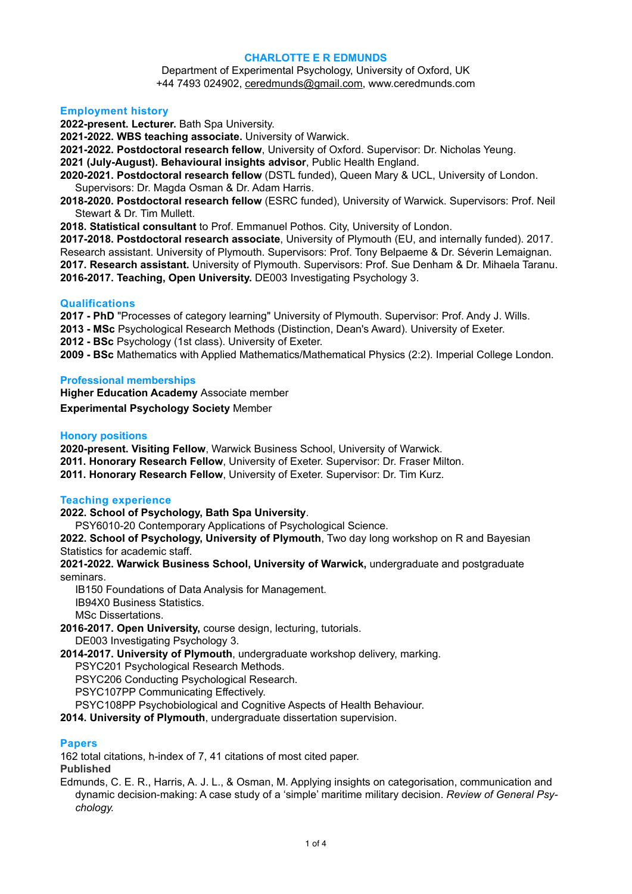# CHARLOTTE E R EDMUNDS

Department of Experimental Psychology, University of Oxford, UK
+44 7493 024902, ceredmunds@gmail.com, www.ceredmunds.com

## Employment history

**2022-present. Lecturer.** Bath Spa University.
**2021-2022. WBS teaching associate.** University of Warwick.
**2021-2022. Postdoctoral research fellow**, University of Oxford. Supervisor: Dr. Nicholas Yeung.
**2021 (July-August). Behavioural insights advisor**, Public Health England.
**2020-2021. Postdoctoral research fellow** (DSTL funded), Queen Mary & UCL, University of London. Supervisors: Dr. Magda Osman & Dr. Adam Harris.
**2018-2020. Postdoctoral research fellow** (ESRC funded), University of Warwick. Supervisors: Prof. Neil Stewart & Dr. Tim Mullett.
**2018. Statistical consultant** to Prof. Emmanuel Pothos. City, University of London.
**2017-2018. Postdoctoral research associate**, University of Plymouth (EU, and internally funded). 2017. Research assistant. University of Plymouth. Supervisors: Prof. Tony Belpaeme & Dr. Séverin Lemaignan.
**2017. Research assistant.** University of Plymouth. Supervisors: Prof. Sue Denham & Dr. Mihaela Taranu.
**2016-2017. Teaching, Open University.** DE003 Investigating Psychology 3.

## Qualifications

**2017 - PhD** "Processes of category learning" University of Plymouth. Supervisor: Prof. Andy J. Wills.
**2013 - MSc** Psychological Research Methods (Distinction, Dean's Award). University of Exeter.
**2012 - BSc** Psychology (1st class). University of Exeter.
**2009 - BSc** Mathematics with Applied Mathematics/Mathematical Physics (2:2). Imperial College London.

## Professional memberships

**Higher Education Academy** Associate member
**Experimental Psychology Society** Member

## Honory positions

**2020-present. Visiting Fellow**, Warwick Business School, University of Warwick.
**2011. Honorary Research Fellow**, University of Exeter. Supervisor: Dr. Fraser Milton.
**2011. Honorary Research Fellow**, University of Exeter. Supervisor: Dr. Tim Kurz.

## Teaching experience

**2022. School of Psychology, Bath Spa University**.
PSY6010-20 Contemporary Applications of Psychological Science.
**2022. School of Psychology, University of Plymouth**, Two day long workshop on R and Bayesian Statistics for academic staff.
**2021-2022. Warwick Business School, University of Warwick,** undergraduate and postgraduate seminars.
IB150 Foundations of Data Analysis for Management.
IB94X0 Business Statistics.
MSc Dissertations.
**2016-2017. Open University,** course design, lecturing, tutorials.
DE003 Investigating Psychology 3.
**2014-2017. University of Plymouth**, undergraduate workshop delivery, marking.
PSYC201 Psychological Research Methods.
PSYC206 Conducting Psychological Research.
PSYC107PP Communicating Effectively.
PSYC108PP Psychobiological and Cognitive Aspects of Health Behaviour.
**2014. University of Plymouth**, undergraduate dissertation supervision.

## Papers

162 total citations, h-index of 7, 41 citations of most cited paper.

**Published**

Edmunds, C. E. R., Harris, A. J. L., & Osman, M. Applying insights on categorisation, communication and dynamic decision-making: A case study of a 'simple' maritime military decision. *Review of General Psychology.*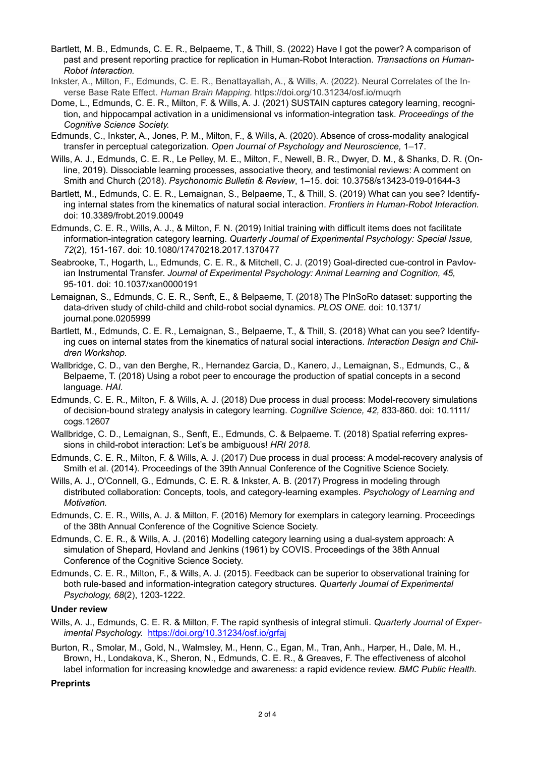Bartlett, M. B., Edmunds, C. E. R., Belpaeme, T., & Thill, S. (2022) Have I got the power? A comparison of past and present reporting practice for replication in Human-Robot Interaction. *Transactions on Human-Robot Interaction.*

Inkster, A., Milton, F., Edmunds, C. E. R., Benattayallah, A., & Wills, A. (2022). Neural Correlates of the Inverse Base Rate Effect. *Human Brain Mapping.* https://doi.org/10.31234/osf.io/muqrh

Dome, L., Edmunds, C. E. R., Milton, F. & Wills, A. J. (2021) SUSTAIN captures category learning, recognition, and hippocampal activation in a unidimensional vs information-integration task. *Proceedings of the Cognitive Science Society.*

Edmunds, C., Inkster, A., Jones, P. M., Milton, F., & Wills, A. (2020). Absence of cross-modality analogical transfer in perceptual categorization. *Open Journal of Psychology and Neuroscience,* 1–17.

Wills, A. J., Edmunds, C. E. R., Le Pelley, M. E., Milton, F., Newell, B. R., Dwyer, D. M., & Shanks, D. R. (Online, 2019). Dissociable learning processes, associative theory, and testimonial reviews: A comment on Smith and Church (2018). *Psychonomic Bulletin & Review*, 1–15. doi: 10.3758/s13423-019-01644-3

Bartlett, M., Edmunds, C. E. R., Lemaignan, S., Belpaeme, T., & Thill, S. (2019) What can you see? Identifying internal states from the kinematics of natural social interaction. *Frontiers in Human-Robot Interaction.* doi: 10.3389/frobt.2019.00049

Edmunds, C. E. R., Wills, A. J., & Milton, F. N. (2019) Initial training with difficult items does not facilitate information-integration category learning. *Quarterly Journal of Experimental Psychology: Special Issue, 72*(2), 151-167. doi: 10.1080/17470218.2017.1370477

Seabrooke, T., Hogarth, L., Edmunds, C. E. R., & Mitchell, C. J. (2019) Goal-directed cue-control in Pavlovian Instrumental Transfer. *Journal of Experimental Psychology: Animal Learning and Cognition, 45,* 95-101. doi: 10.1037/xan0000191

Lemaignan, S., Edmunds, C. E. R., Senft, E., & Belpaeme, T. (2018) The PInSoRo dataset: supporting the data-driven study of child-child and child-robot social dynamics. *PLOS ONE.* doi: 10.1371/journal.pone.0205999

Bartlett, M., Edmunds, C. E. R., Lemaignan, S., Belpaeme, T., & Thill, S. (2018) What can you see? Identifying cues on internal states from the kinematics of natural social interactions. *Interaction Design and Children Workshop.*

Wallbridge, C. D., van den Berghe, R., Hernandez Garcia, D., Kanero, J., Lemaignan, S., Edmunds, C., & Belpaeme, T. (2018) Using a robot peer to encourage the production of spatial concepts in a second language. *HAI.*

Edmunds, C. E. R., Milton, F. & Wills, A. J. (2018) Due process in dual process: Model-recovery simulations of decision-bound strategy analysis in category learning. *Cognitive Science, 42,* 833-860. doi: 10.1111/cogs.12607

Wallbridge, C. D., Lemaignan, S., Senft, E., Edmunds, C. & Belpaeme. T. (2018) Spatial referring expressions in child-robot interaction: Let's be ambiguous! *HRI 2018.*

Edmunds, C. E. R., Milton, F. & Wills, A. J. (2017) Due process in dual process: A model-recovery analysis of Smith et al. (2014). Proceedings of the 39th Annual Conference of the Cognitive Science Society.

Wills, A. J., O'Connell, G., Edmunds, C. E. R. & Inkster, A. B. (2017) Progress in modeling through distributed collaboration: Concepts, tools, and category-learning examples. *Psychology of Learning and Motivation.*

Edmunds, C. E. R., Wills, A. J. & Milton, F. (2016) Memory for exemplars in category learning. Proceedings of the 38th Annual Conference of the Cognitive Science Society.

Edmunds, C. E. R., & Wills, A. J. (2016) Modelling category learning using a dual-system approach: A simulation of Shepard, Hovland and Jenkins (1961) by COVIS. Proceedings of the 38th Annual Conference of the Cognitive Science Society.

Edmunds, C. E. R., Milton, F., & Wills, A. J. (2015). Feedback can be superior to observational training for both rule-based and information-integration category structures. *Quarterly Journal of Experimental Psychology, 68*(2), 1203-1222.

**Under review**

Wills, A. J., Edmunds, C. E. R. & Milton, F. The rapid synthesis of integral stimuli. *Quarterly Journal of Experimental Psychology.* https://doi.org/10.31234/osf.io/grfaj

Burton, R., Smolar, M., Gold, N., Walmsley, M., Henn, C., Egan, M., Tran, Anh., Harper, H., Dale, M. H., Brown, H., Londakova, K., Sheron, N., Edmunds, C. E. R., & Greaves, F. The effectiveness of alcohol label information for increasing knowledge and awareness: a rapid evidence review. *BMC Public Health.*

**Preprints**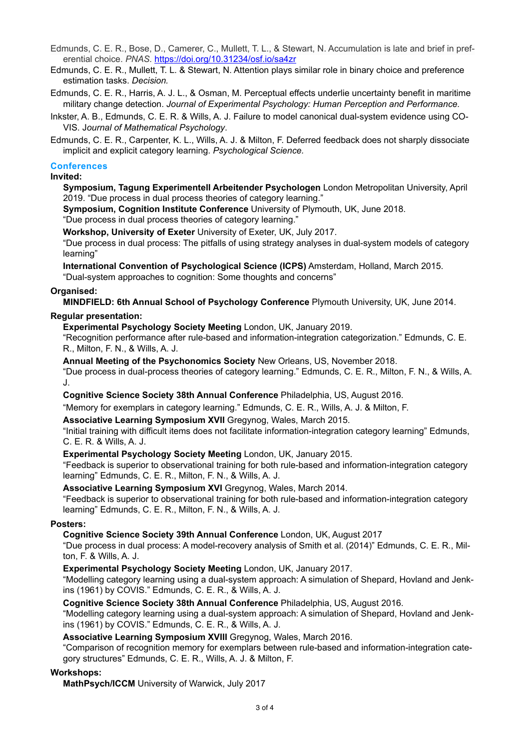Edmunds, C. E. R., Bose, D., Camerer, C., Mullett, T. L., & Stewart, N. Accumulation is late and brief in preferential choice. *PNAS*. https://doi.org/10.31234/osf.io/sa4zr

Edmunds, C. E. R., Mullett, T. L. & Stewart, N. Attention plays similar role in binary choice and preference estimation tasks. *Decision.*

Edmunds, C. E. R., Harris, A. J. L., & Osman, M. Perceptual effects underlie uncertainty benefit in maritime military change detection. *Journal of Experimental Psychology: Human Perception and Performance.*

Inkster, A. B., Edmunds, C. E. R. & Wills, A. J. Failure to model canonical dual-system evidence using COVIS. J*ournal of Mathematical Psychology*.

Edmunds, C. E. R., Carpenter, K. L., Wills, A. J. & Milton, F. Deferred feedback does not sharply dissociate implicit and explicit category learning. *Psychological Science.*

## Conferences

**Invited:**

**Symposium, Tagung Experimentell Arbeitender Psychologen** London Metropolitan University, April 2019. “Due process in dual process theories of category learning.”

**Symposium, Cognition Institute Conference** University of Plymouth, UK, June 2018.
“Due process in dual process theories of category learning.”

**Workshop, University of Exeter** University of Exeter, UK, July 2017.
“Due process in dual process: The pitfalls of using strategy analyses in dual-system models of category learning”

**International Convention of Psychological Science (ICPS)** Amsterdam, Holland, March 2015.
“Dual-system approaches to cognition: Some thoughts and concerns”

**Organised:**

**MINDFIELD: 6th Annual School of Psychology Conference** Plymouth University, UK, June 2014.

**Regular presentation:**

**Experimental Psychology Society Meeting** London, UK, January 2019.
“Recognition performance after rule-based and information-integration categorization.” Edmunds, C. E. R., Milton, F. N., & Wills, A. J.

**Annual Meeting of the Psychonomics Society** New Orleans, US, November 2018.
“Due process in dual-process theories of category learning.” Edmunds, C. E. R., Milton, F. N., & Wills, A. J.

**Cognitive Science Society 38th Annual Conference** Philadelphia, US, August 2016.
“Memory for exemplars in category learning.” Edmunds, C. E. R., Wills, A. J. & Milton, F.

**Associative Learning Symposium XVII** Gregynog, Wales, March 2015.
“Initial training with difficult items does not facilitate information-integration category learning” Edmunds, C. E. R. & Wills, A. J.

**Experimental Psychology Society Meeting** London, UK, January 2015.
“Feedback is superior to observational training for both rule-based and information-integration category learning” Edmunds, C. E. R., Milton, F. N., & Wills, A. J.

**Associative Learning Symposium XVI** Gregynog, Wales, March 2014.
“Feedback is superior to observational training for both rule-based and information-integration category learning” Edmunds, C. E. R., Milton, F. N., & Wills, A. J.

**Posters:**

**Cognitive Science Society 39th Annual Conference** London, UK, August 2017
“Due process in dual process: A model-recovery analysis of Smith et al. (2014)” Edmunds, C. E. R., Milton, F. & Wills, A. J.

**Experimental Psychology Society Meeting** London, UK, January 2017.
“Modelling category learning using a dual-system approach: A simulation of Shepard, Hovland and Jenkins (1961) by COVIS.” Edmunds, C. E. R., & Wills, A. J.

**Cognitive Science Society 38th Annual Conference** Philadelphia, US, August 2016.
“Modelling category learning using a dual-system approach: A simulation of Shepard, Hovland and Jenkins (1961) by COVIS.” Edmunds, C. E. R., & Wills, A. J.

**Associative Learning Symposium XVIII** Gregynog, Wales, March 2016.
“Comparison of recognition memory for exemplars between rule-based and information-integration category structures” Edmunds, C. E. R., Wills, A. J. & Milton, F.

**Workshops:**

**MathPsych/ICCM** University of Warwick, July 2017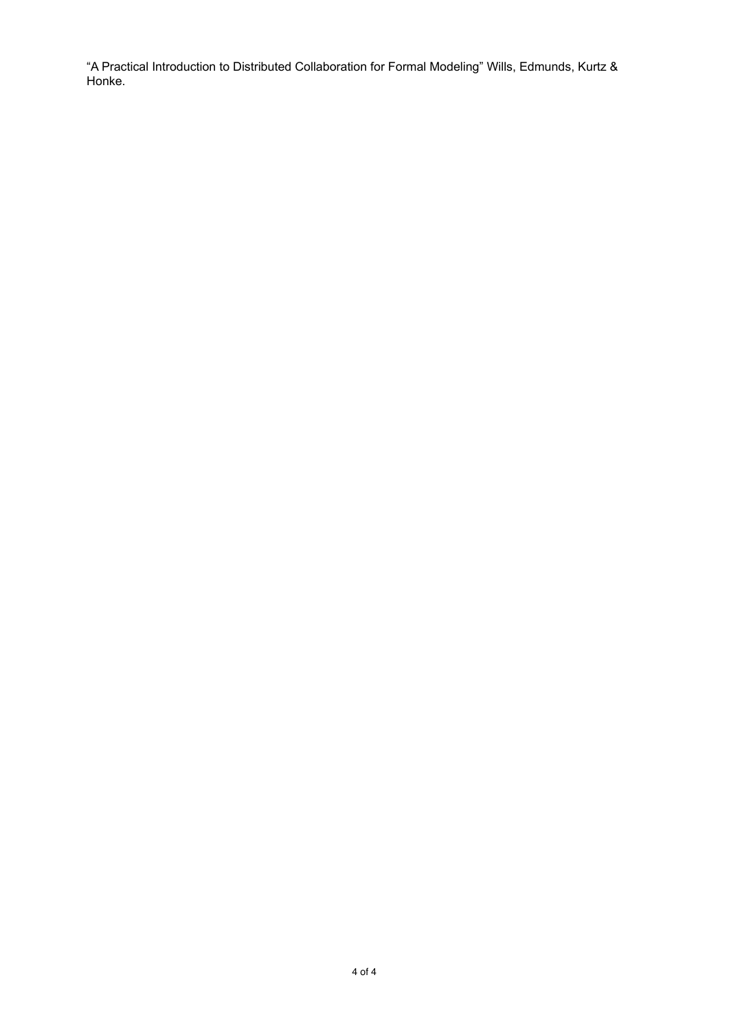“A Practical Introduction to Distributed Collaboration for Formal Modeling” Wills, Edmunds, Kurtz & Honke.